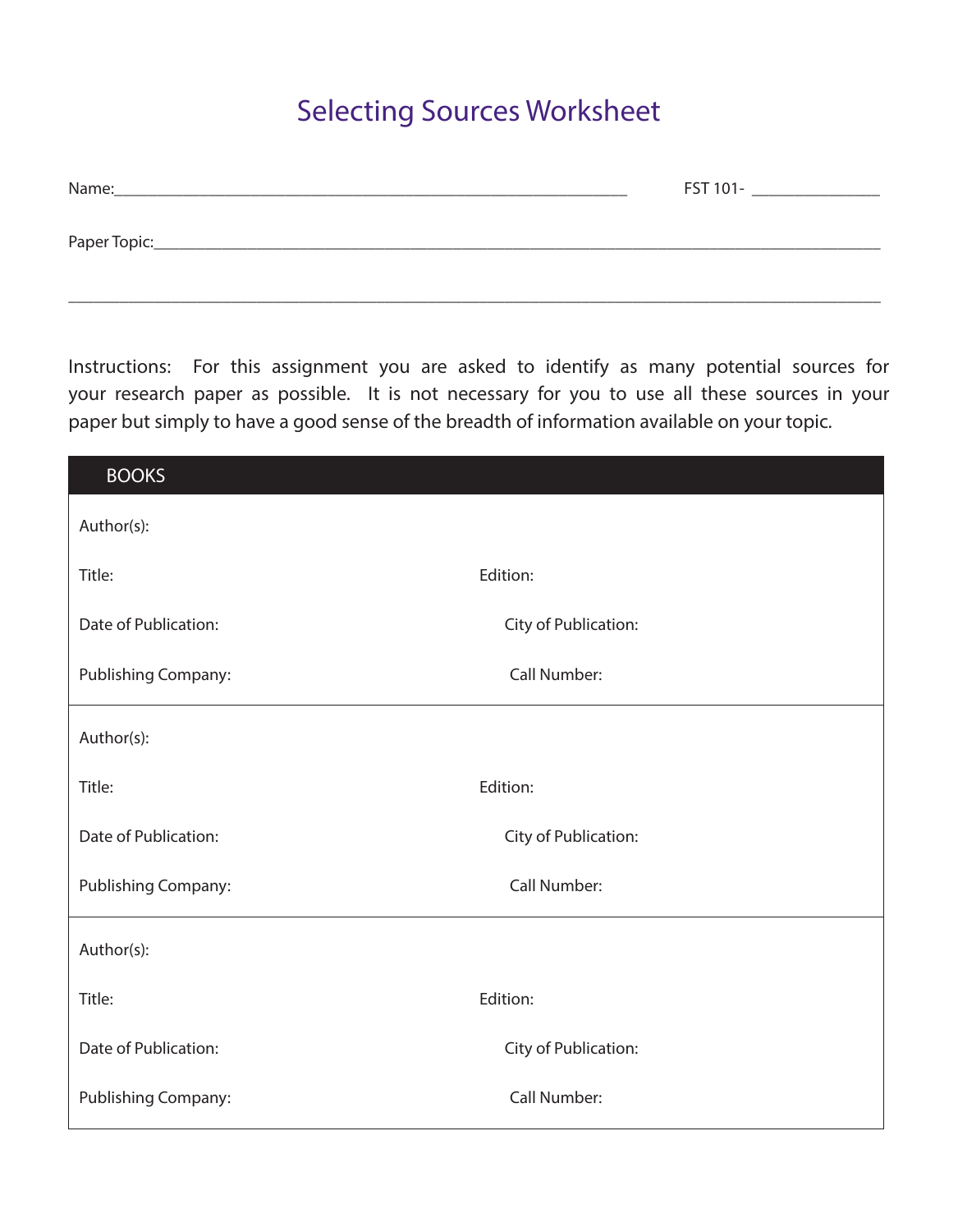# Selecting Sources Worksheet

Name:_______________________________________________ FST 101- ____________

Paper Topic:_________________________________________________________________

_____________________________________________________________________________

Instructions: For this assignment you are asked to identify as many potential sources for your research paper as possible. It is not necessary for you to use all these sources in your paper but simply to have a good sense of the breadth of information available on your topic.

## BOOKS

Author(s):

Title: Edition:

Date of Publication: City of Publication:

Publishing Company: Call Number:

---

Author(s):

Title: Edition:

Date of Publication: City of Publication:

Publishing Company: Call Number:

---

Author(s):

Title: Edition:

Date of Publication: City of Publication:

Publishing Company: Call Number: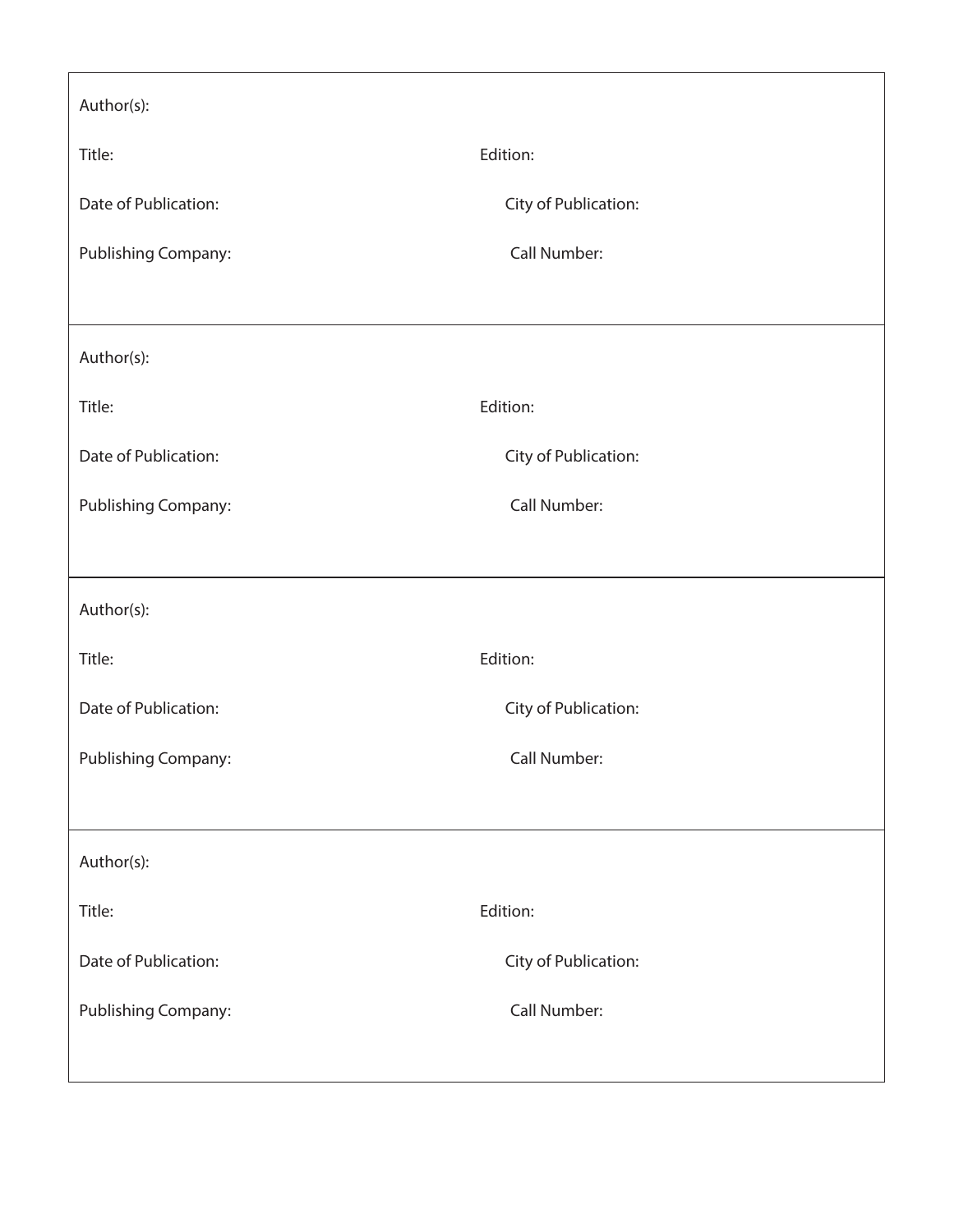Author(s):

Title: Edition:

Date of Publication: City of Publication:

Publishing Company: Call Number:

---

Author(s):

Title: Edition:

Date of Publication: City of Publication:

Publishing Company: Call Number:

---

Author(s):

Title: Edition:

Date of Publication: City of Publication:

Publishing Company: Call Number:

---

Author(s):

Title: Edition:

Date of Publication: City of Publication:

Publishing Company: Call Number: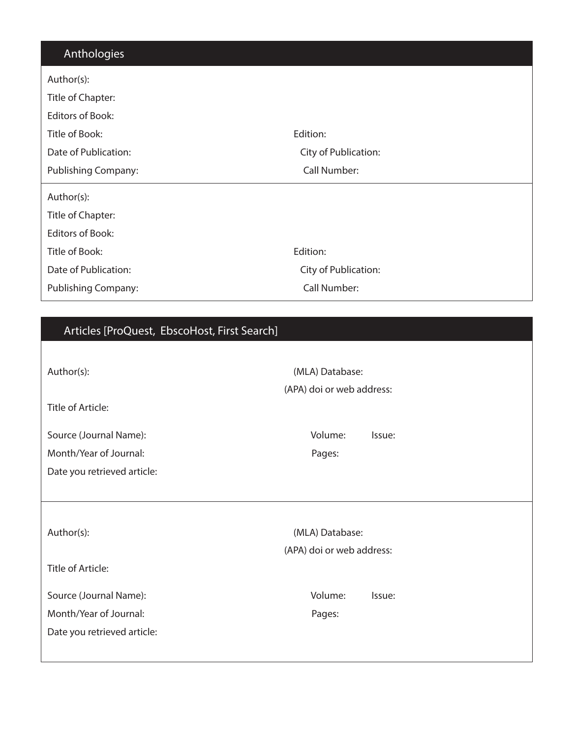## Anthologies

Author(s):

Title of Chapter:

Editors of Book:

Title of Book: Edition:

Date of Publication: City of Publication:

Publishing Company: Call Number:

---

Author(s):

Title of Chapter:

Editors of Book:

Title of Book: Edition:

Date of Publication: City of Publication:

Publishing Company: Call Number:

## Articles [ProQuest, EbscoHost, First Search]

Author(s): (MLA) Database:

(APA) doi or web address:

Title of Article:

Source (Journal Name): Volume: Issue:

Month/Year of Journal: Pages:

Date you retrieved article:

---

Author(s): (MLA) Database:

(APA) doi or web address:

Title of Article:

Source (Journal Name): Volume: Issue:

Month/Year of Journal: Pages:

Date you retrieved article: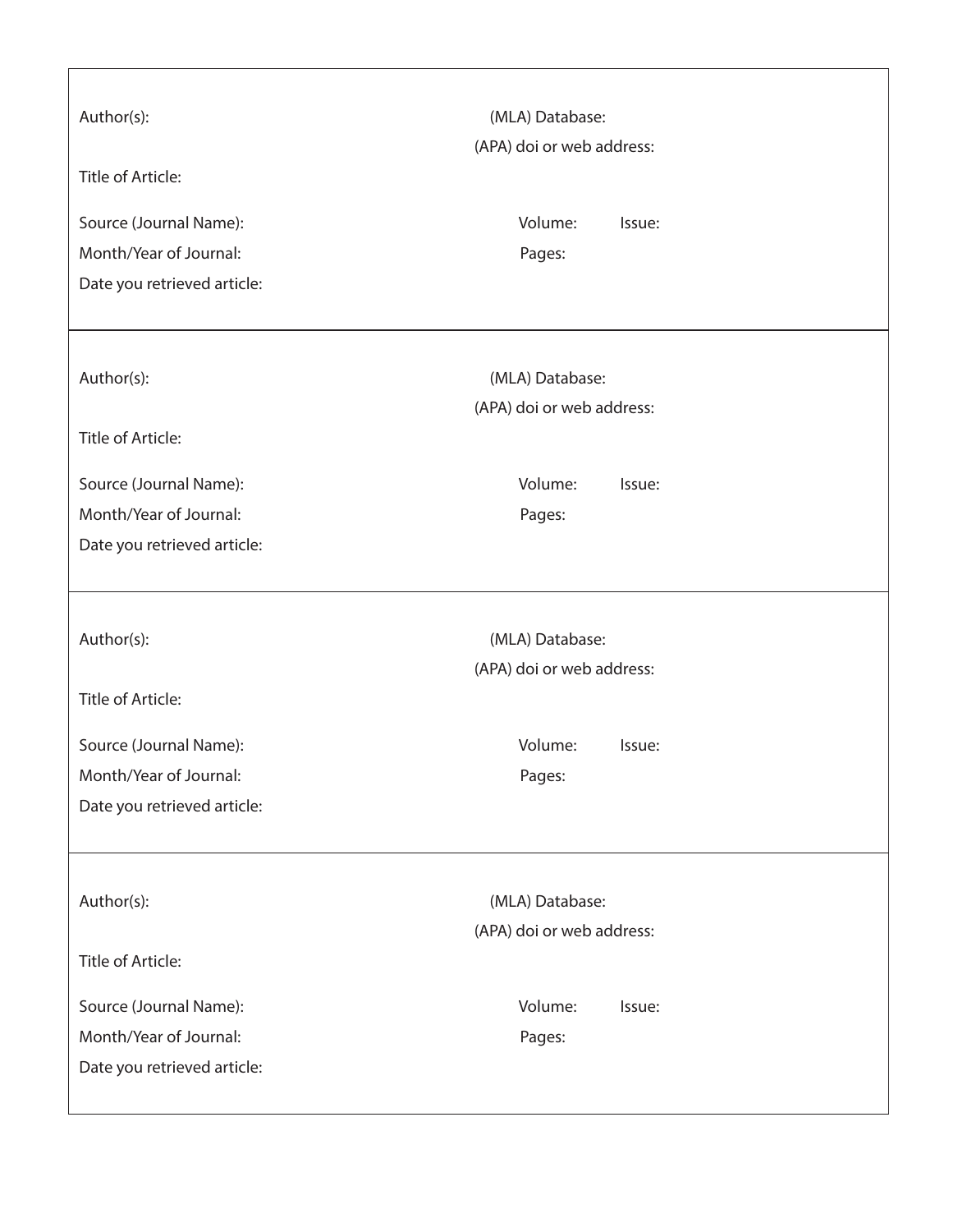Author(s):

Title of Article:

Source (Journal Name):

Month/Year of Journal:

Date you retrieved article:

(MLA) Database:

(APA) doi or web address:

Volume: Issue:

Pages:

---

Author(s):

Title of Article:

Source (Journal Name):

Month/Year of Journal:

Date you retrieved article:

(MLA) Database:

(APA) doi or web address:

Volume: Issue:

Pages:

---

Author(s):

Title of Article:

Source (Journal Name):

Month/Year of Journal:

Date you retrieved article:

(MLA) Database:

(APA) doi or web address:

Volume: Issue:

Pages:

---

Author(s):

Title of Article:

Source (Journal Name):

Month/Year of Journal:

Date you retrieved article:

(MLA) Database:

(APA) doi or web address:

Volume: Issue:

Pages: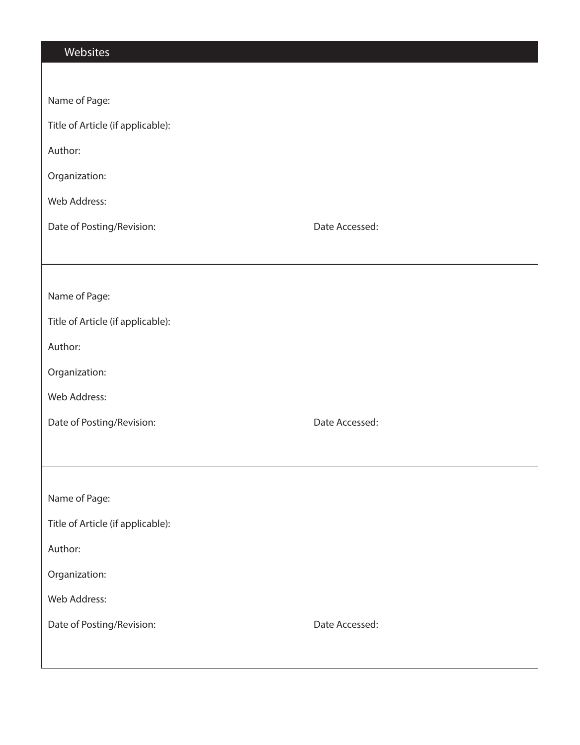## Websites

Name of Page:

Title of Article (if applicable):

Author:

Organization:

Web Address:

Date of Posting/Revision: Date Accessed:

---

Name of Page:

Title of Article (if applicable):

Author:

Organization:

Web Address:

Date of Posting/Revision: Date Accessed:

---

Name of Page:

Title of Article (if applicable):

Author:

Organization:

Web Address:

Date of Posting/Revision: Date Accessed: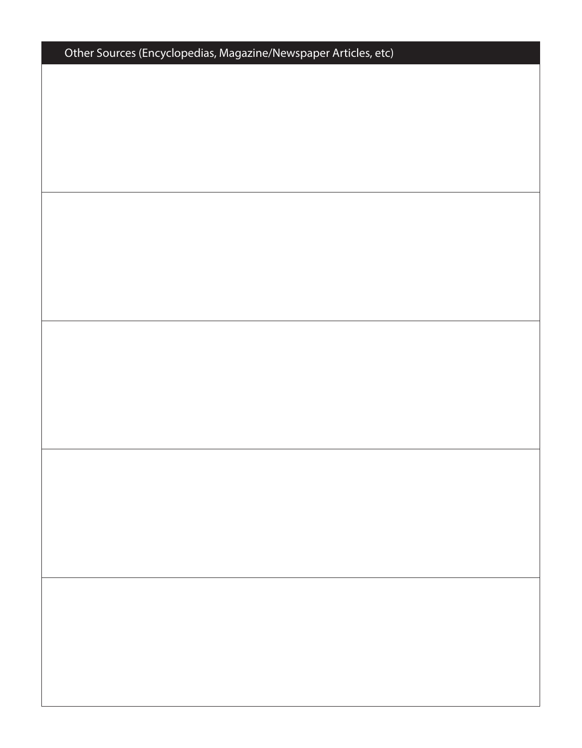| Other Sources (Encyclopedias, Magazine/Newspaper Articles, etc) |
| --- |
| |
| |
| |
| |
| |